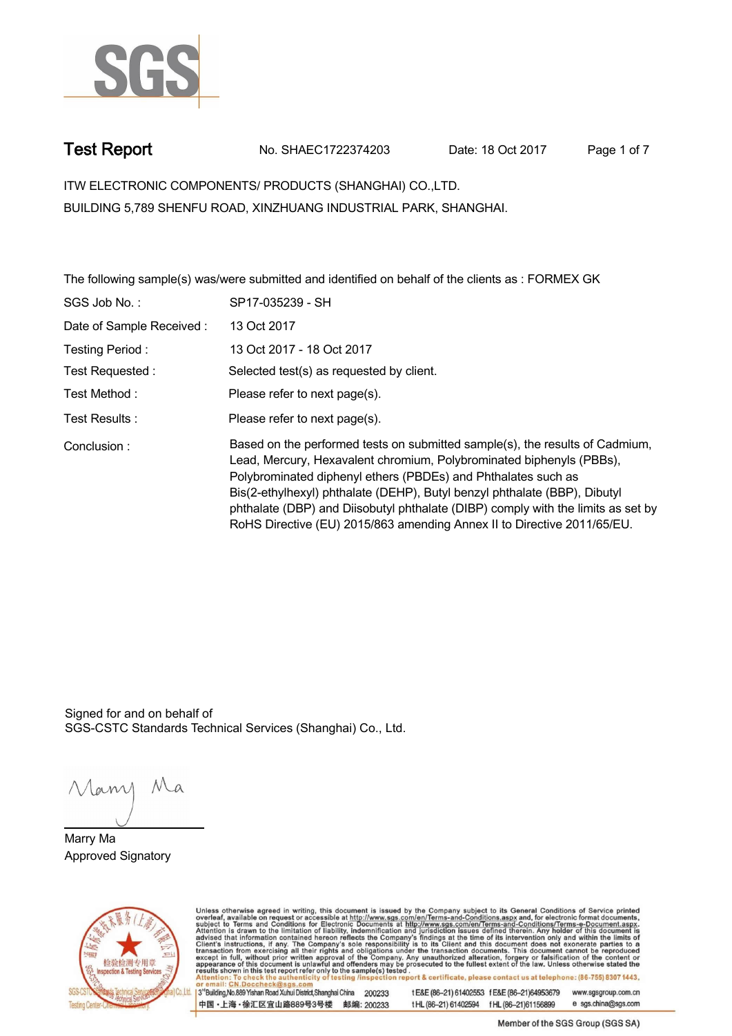# Test Report

No. SHAEC1722374203 Date: 18 Oct 2017

ITW ELECTRONIC COMPONENTS/ PRODUCTS (SHANGHAI) CO.,LTD.
BUILDING 5,789 SHENFU ROAD, XINZHUANG INDUSTRIAL PARK, SHANGHAI.

The following sample(s) was/were submitted and identified on behalf of the clients as : FORMEX GK

| | |
|---|---|
| SGS Job No. : | SP17-035239 - SH |
| Date of Sample Received : | 13 Oct 2017 |
| Testing Period : | 13 Oct 2017 - 18 Oct 2017 |
| Test Requested : | Selected test(s) as requested by client. |
| Test Method : | Please refer to next page(s). |
| Test Results : | Please refer to next page(s). |
| Conclusion : | Based on the performed tests on submitted sample(s), the results of Cadmium, Lead, Mercury, Hexavalent chromium, Polybrominated biphenyls (PBBs), Polybrominated diphenyl ethers (PBDEs) and Phthalates such as Bis(2-ethylhexyl) phthalate (DEHP), Butyl benzyl phthalate (BBP), Dibutyl phthalate (DBP) and Diisobutyl phthalate (DIBP) comply with the limits as set by RoHS Directive (EU) 2015/863 amending Annex II to Directive 2011/65/EU. |

Signed for and on behalf of
SGS-CSTC Standards Technical Services (Shanghai) Co., Ltd.

Marry Ma
Approved Signatory

Unless otherwise agreed in writing, this document is issued by the Company subject to its General Conditions of Service printed overleaf, available on request or accessible at http://www.sgs.com/en/Terms-and-Conditions.aspx and, for electronic format documents, subject to Terms and Conditions for Electronic Documents at http://www.sgs.com/en/Terms-and-Conditions/Terms-e-Document.aspx. Attention is drawn to the limitation of liability, indemnification and jurisdiction issues defined therein. Any holder of this document is advised that information contained hereon reflects the Company's findings at the time of its intervention only and within the limits of Client's instructions, if any. The Company's sole responsibility is to its Client and this document does not exonerate parties to a transaction from exercising all their rights and obligations under the transaction documents. This document cannot be reproduced except in full, without prior written approval of the Company. Any unauthorized alteration, forgery or falsification of the content or appearance of this document is unlawful and offenders may be prosecuted to the fullest extent of the law. Unless otherwise stated the results shown in this test report refer only to the sample(s) tested.
Attention: To check the authenticity of testing /inspection report & certificate, please contact us at telephone: (86-755) 8307 1443, or email: CN.Doccheck@sgs.com

3rd Building,No.889 Yishan Road Xuhui District,Shanghai China 200233 t E&E (86-21) 61402553 f E&E (86-21)64953679 www.sgsgroup.com.cn
中国・上海・徐汇区宜山路889号3号楼 邮编: 200233 t HL (86-21) 61402594 f HL (86-21)61156899 e sgs.china@sgs.com

Member of the SGS Group (SGS SA)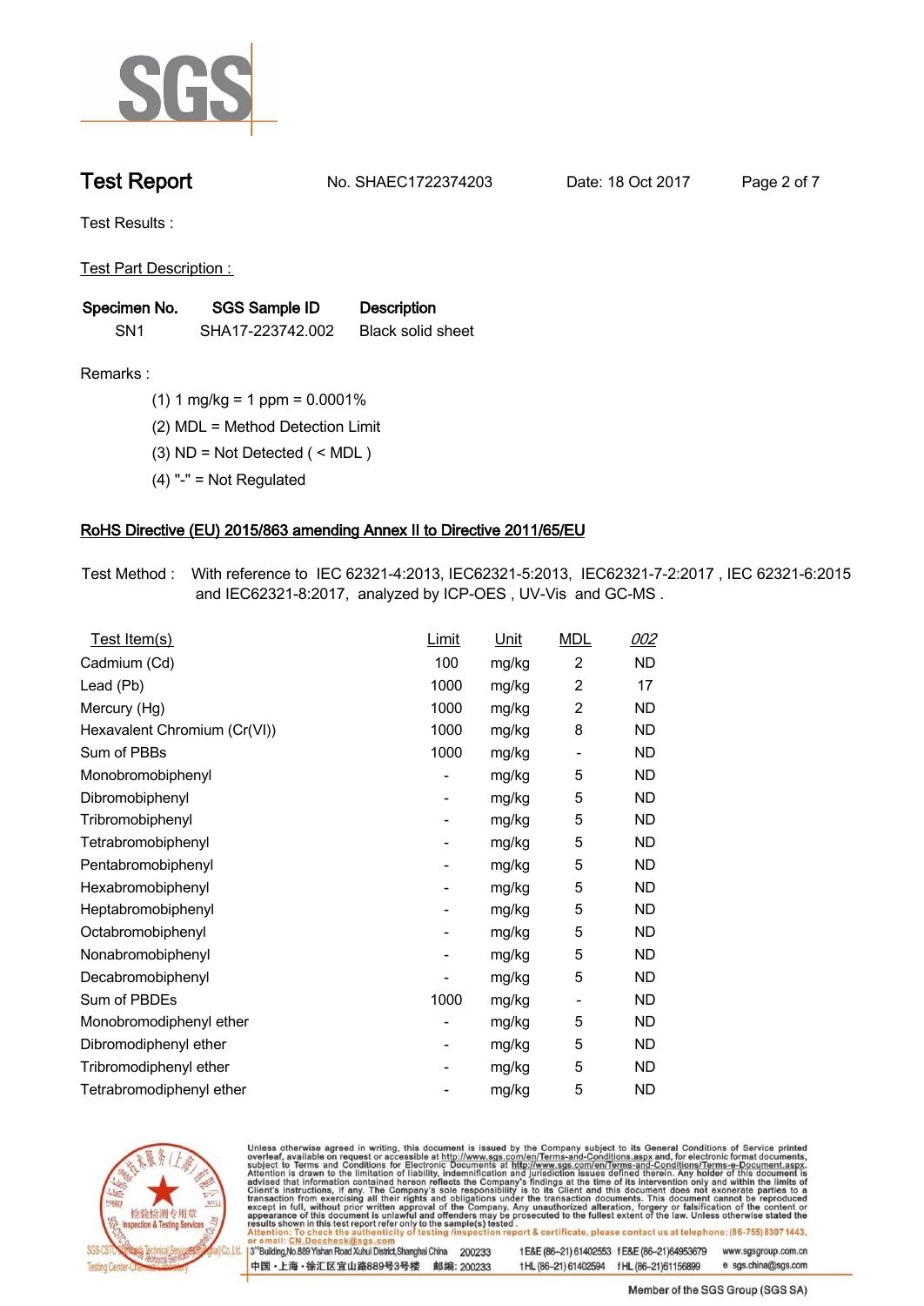# Test Report

No. SHAEC1722374203 Date: 18 Oct 2017

Test Results :

Test Part Description :

| Specimen No. | SGS Sample ID | Description |
|---|---|---|
| SN1 | SHA17-223742.002 | Black solid sheet |

Remarks :

(1) 1 mg/kg = 1 ppm = 0.0001%

(2) MDL = Method Detection Limit

(3) ND = Not Detected ( < MDL )

(4) "-" = Not Regulated

## RoHS Directive (EU) 2015/863 amending Annex II to Directive 2011/65/EU

Test Method : With reference to IEC 62321-4:2013, IEC62321-5:2013, IEC62321-7-2:2017 , IEC 62321-6:2015 and IEC62321-8:2017, analyzed by ICP-OES , UV-Vis and GC-MS .

| Test Item(s) | Limit | Unit | MDL | 002 |
|---|---|---|---|---|
| Cadmium (Cd) | 100 | mg/kg | 2 | ND |
| Lead (Pb) | 1000 | mg/kg | 2 | 17 |
| Mercury (Hg) | 1000 | mg/kg | 2 | ND |
| Hexavalent Chromium (Cr(VI)) | 1000 | mg/kg | 8 | ND |
| Sum of PBBs | 1000 | mg/kg | - | ND |
| Monobromobiphenyl | - | mg/kg | 5 | ND |
| Dibromobiphenyl | - | mg/kg | 5 | ND |
| Tribromobiphenyl | - | mg/kg | 5 | ND |
| Tetrabromobiphenyl | - | mg/kg | 5 | ND |
| Pentabromobiphenyl | - | mg/kg | 5 | ND |
| Hexabromobiphenyl | - | mg/kg | 5 | ND |
| Heptabromobiphenyl | - | mg/kg | 5 | ND |
| Octabromobiphenyl | - | mg/kg | 5 | ND |
| Nonabromobiphenyl | - | mg/kg | 5 | ND |
| Decabromobiphenyl | - | mg/kg | 5 | ND |
| Sum of PBDEs | 1000 | mg/kg | - | ND |
| Monobromodiphenyl ether | - | mg/kg | 5 | ND |
| Dibromodiphenyl ether | - | mg/kg | 5 | ND |
| Tribromodiphenyl ether | - | mg/kg | 5 | ND |
| Tetrabromodiphenyl ether | - | mg/kg | 5 | ND |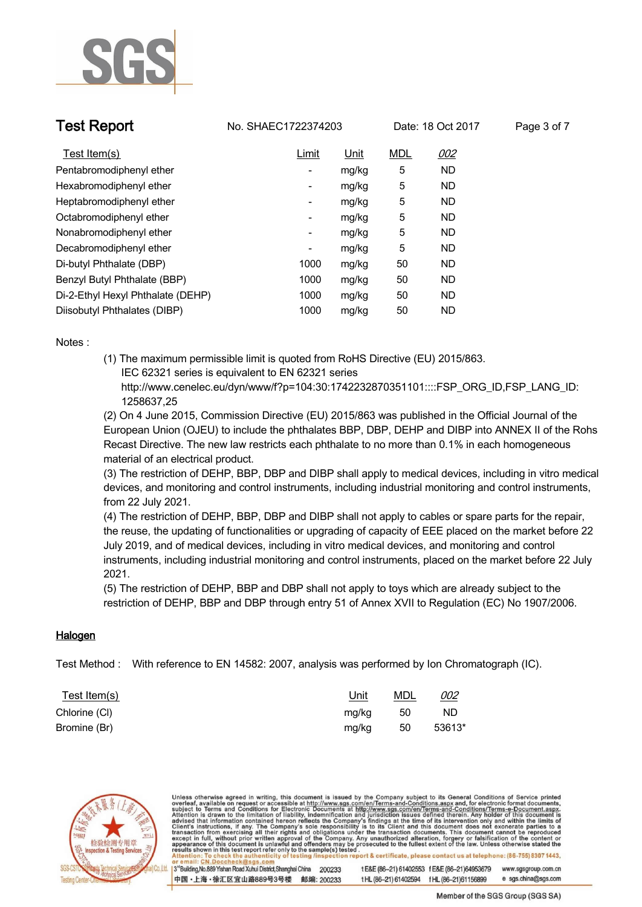# Test Report

No. SHAEC1722374203 Date: 18 Oct 2017

| Test Item(s) | Limit | Unit | MDL | 002 |
|---|---|---|---|---|
| Pentabromodiphenyl ether | - | mg/kg | 5 | ND |
| Hexabromodiphenyl ether | - | mg/kg | 5 | ND |
| Heptabromodiphenyl ether | - | mg/kg | 5 | ND |
| Octabromodiphenyl ether | - | mg/kg | 5 | ND |
| Nonabromodiphenyl ether | - | mg/kg | 5 | ND |
| Decabromodiphenyl ether | - | mg/kg | 5 | ND |
| Di-butyl Phthalate (DBP) | 1000 | mg/kg | 50 | ND |
| Benzyl Butyl Phthalate (BBP) | 1000 | mg/kg | 50 | ND |
| Di-2-Ethyl Hexyl Phthalate (DEHP) | 1000 | mg/kg | 50 | ND |
| Diisobutyl Phthalates (DIBP) | 1000 | mg/kg | 50 | ND |

Notes :

(1) The maximum permissible limit is quoted from RoHS Directive (EU) 2015/863.
IEC 62321 series is equivalent to EN 62321 series
http://www.cenelec.eu/dyn/www/f?p=104:30:1742232870351101::::FSP_ORG_ID,FSP_LANG_ID:1258637,25

(2) On 4 June 2015, Commission Directive (EU) 2015/863 was published in the Official Journal of the European Union (OJEU) to include the phthalates BBP, DBP, DEHP and DIBP into ANNEX II of the Rohs Recast Directive. The new law restricts each phthalate to no more than 0.1% in each homogeneous material of an electrical product.

(3) The restriction of DEHP, BBP, DBP and DIBP shall apply to medical devices, including in vitro medical devices, and monitoring and control instruments, including industrial monitoring and control instruments, from 22 July 2021.

(4) The restriction of DEHP, BBP, DBP and DIBP shall not apply to cables or spare parts for the repair, the reuse, the updating of functionalities or upgrading of capacity of EEE placed on the market before 22 July 2019, and of medical devices, including in vitro medical devices, and monitoring and control instruments, including industrial monitoring and control instruments, placed on the market before 22 July 2021.

(5) The restriction of DEHP, BBP and DBP shall not apply to toys which are already subject to the restriction of DEHP, BBP and DBP through entry 51 of Annex XVII to Regulation (EC) No 1907/2006.

## Halogen

Test Method : With reference to EN 14582: 2007, analysis was performed by Ion Chromatograph (IC).

| Test Item(s) | Unit | MDL | 002 |
|---|---|---|---|
| Chlorine (Cl) | mg/kg | 50 | ND |
| Bromine (Br) | mg/kg | 50 | 53613* |

Unless otherwise agreed in writing, this document is issued by the Company subject to its General Conditions of Service printed overleaf, available on request or accessible at http://www.sgs.com/en/Terms-and-Conditions.aspx and, for electronic format documents, subject to Terms and Conditions for Electronic Documents at http://www.sgs.com/en/Terms-and-Conditions/Terms-e-Document.aspx. Attention is drawn to the limitation of liability, indemnification and jurisdiction issues defined therein. Any holder of this document is advised that information contained hereon reflects the Company's findings at the time of its intervention only and within the limits of Client's instructions, if any. The Company's sole responsibility is to its Client and this document does not exonerate parties to a transaction from exercising all their rights and obligations under the transaction documents. This document cannot be reproduced except in full, without prior written approval of the Company. Any unauthorized alteration, forgery or falsification of the content or appearance of this document is unlawful and offenders may be prosecuted to the fullest extent of the law. Unless otherwise stated the results shown in this test report refer only to the sample(s) tested.
Attention: To check the authenticity of testing /inspection report & certificate, please contact us at telephone: (86-755) 8307 1443, or email: CN.Doccheck@sgs.com

3rd Building, No.889 Yishan Road Xuhui District, Shanghai China 200233 t E&E (86–21) 61402553 f E&E (86–21)64953679 www.sgsgroup.com.cn
中国・上海・徐汇区宜山路889号3号楼 邮编: 200233 t HL (86–21) 61402594 f HL (86–21)61156899 e sgs.china@sgs.com

Member of the SGS Group (SGS SA)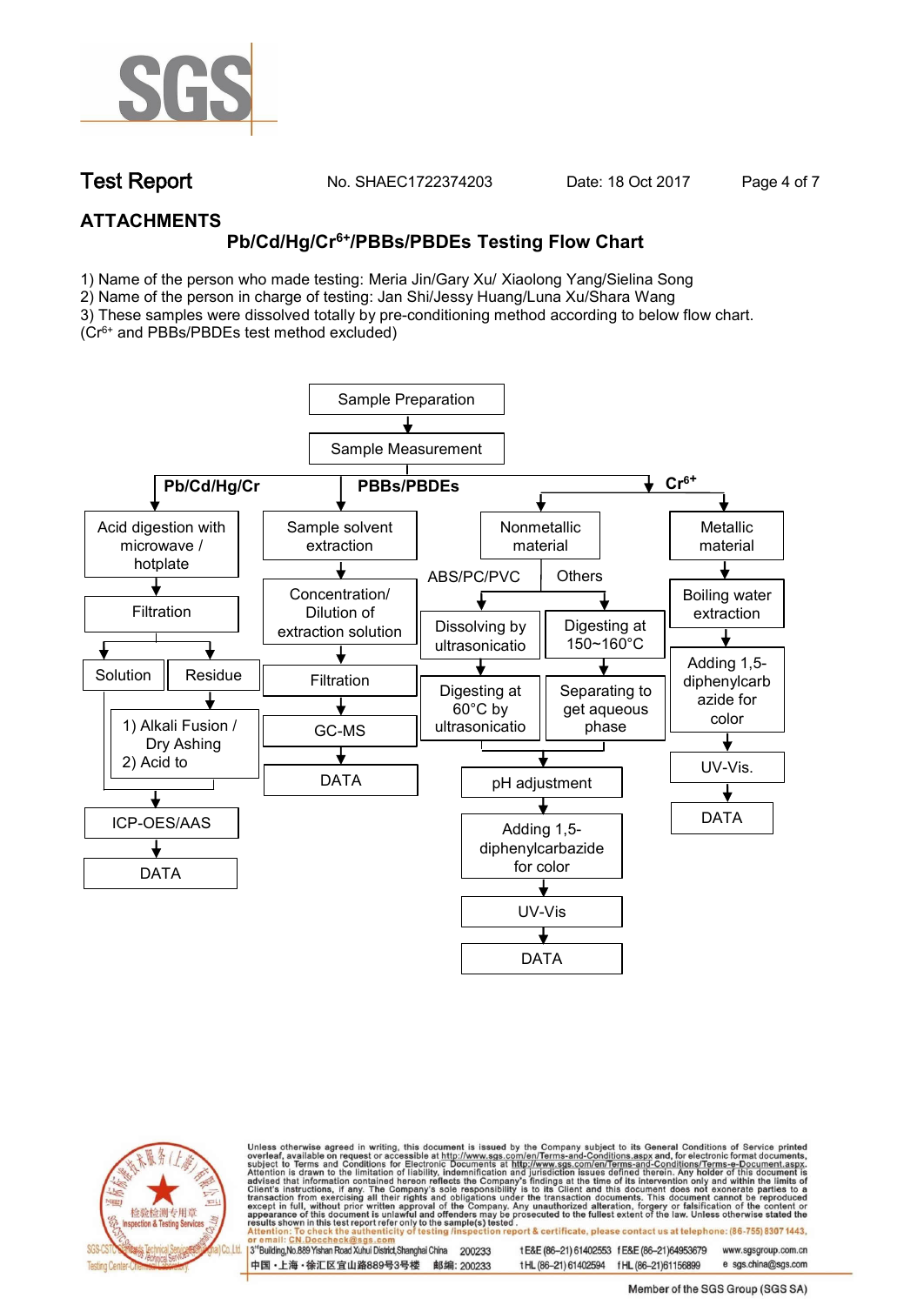## ATTACHMENTS

### Pb/Cd/Hg/$Cr^{6+}$/PBBs/PBDEs Testing Flow Chart

1) Name of the person who made testing: Meria Jin/Gary Xu/ Xiaolong Yang/Sielina Song
2) Name of the person in charge of testing: Jan Shi/Jessy Huang/Luna Xu/Shara Wang
3) These samples were dissolved totally by pre-conditioning method according to below flow chart. ($Cr^{6+}$ and PBBs/PBDEs test method excluded)

Sample Preparation → Sample Measurement

**Pb/Cd/Hg/Cr**
- Acid digestion with microwave / hotplate
- Filtration
- Solution / Residue
- Residue: 1) Alkali Fusion / Dry Ashing 2) Acid to
- ICP-OES/AAS
- DATA

**PBBs/PBDEs**
- Sample solvent extraction
- Concentration/ Dilution of extraction solution
- Filtration
- GC-MS
- DATA

**$Cr^{6+}$**
- Nonmetallic material
  - ABS/PC/PVC: Dissolving by ultrasonicatio → Digesting at 60°C by ultrasonicatio
  - Others: Digesting at 150~160°C → Separating to get aqueous phase
  - pH adjustment
  - Adding 1,5-diphenylcarbazide for color
  - UV-Vis
  - DATA
- Metallic material
  - Boiling water extraction
  - Adding 1,5-diphenylcarbazide for color
  - UV-Vis.
  - DATA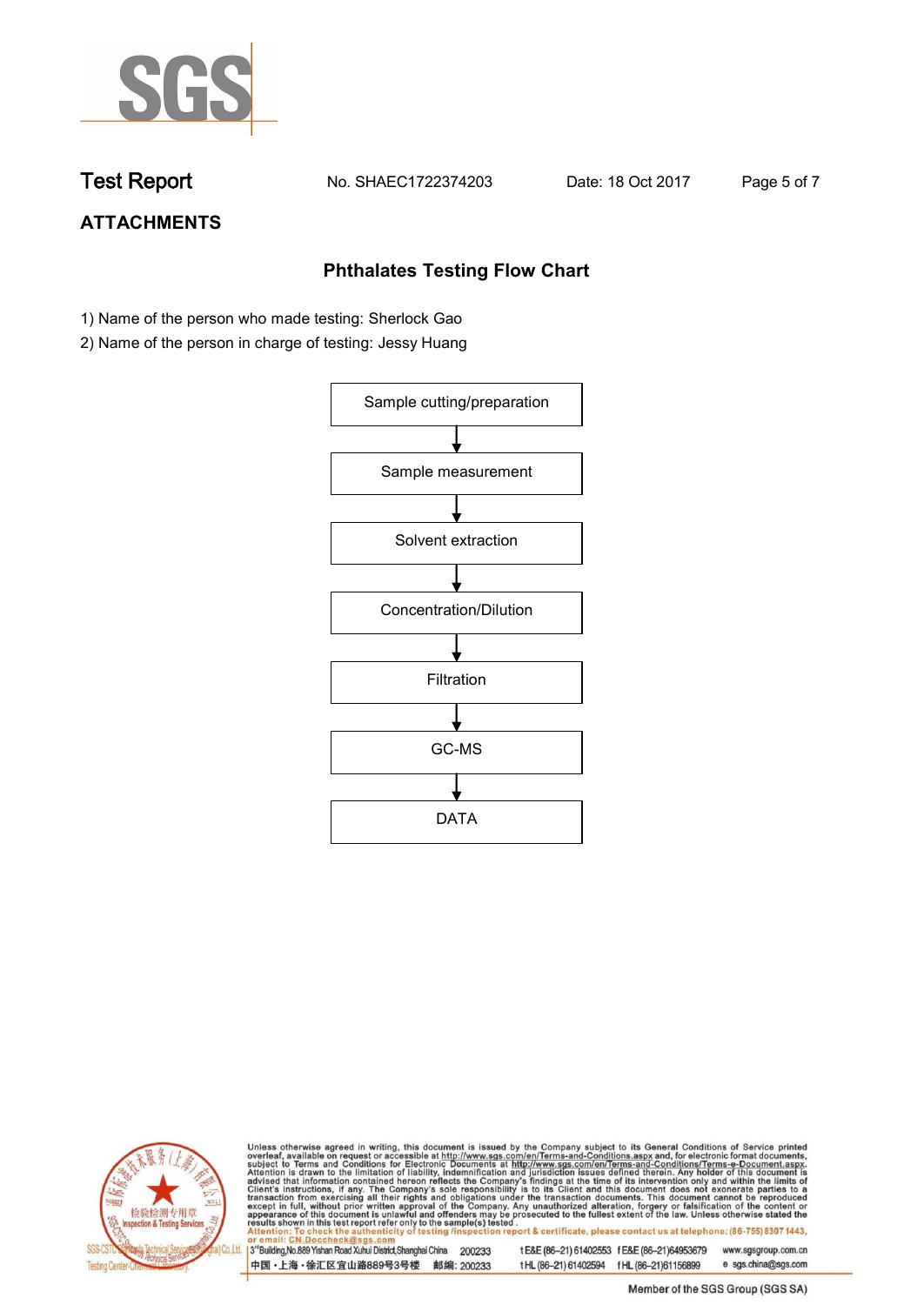## ATTACHMENTS

### Phthalates Testing Flow Chart

1) Name of the person who made testing: Sherlock Gao

2) Name of the person in charge of testing: Jessy Huang

Sample cutting/preparation

↓

Sample measurement

↓

Solvent extraction

↓

Concentration/Dilution

↓

Filtration

↓

GC-MS

↓

DATA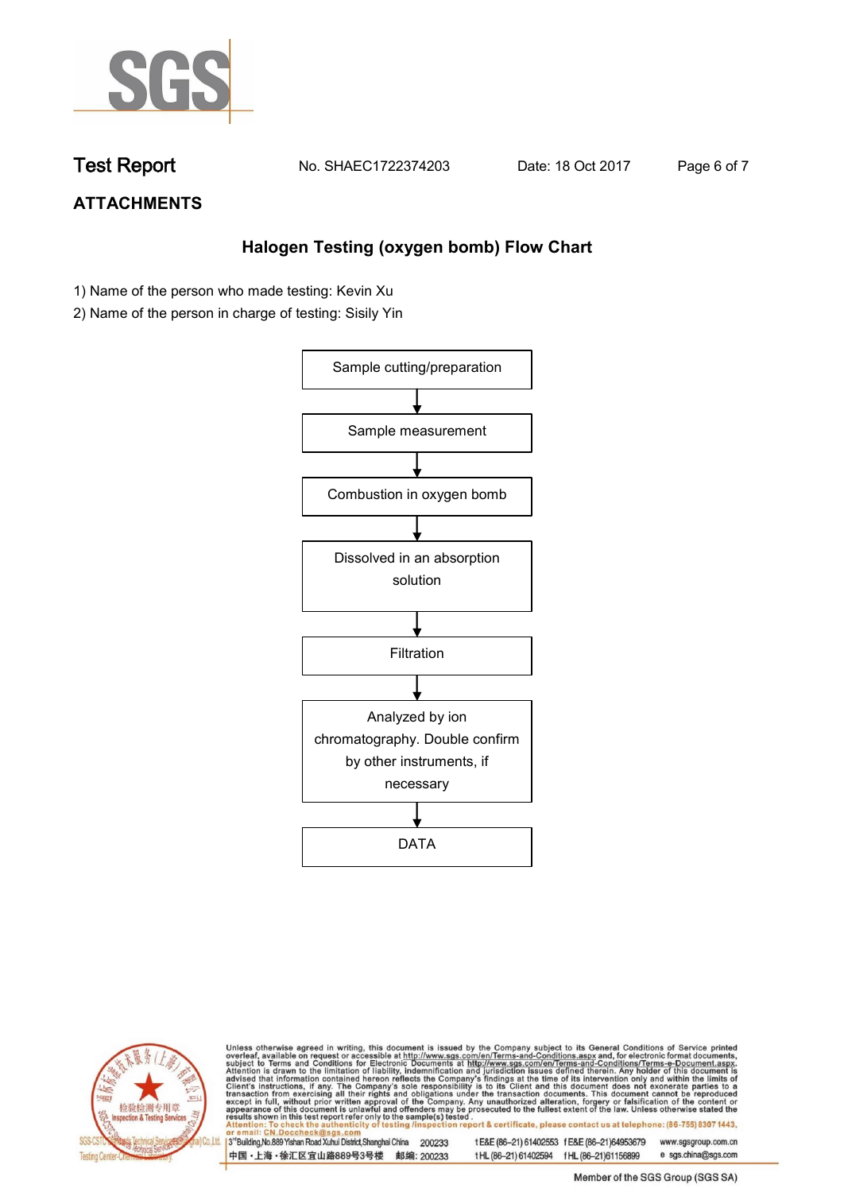# Test Report

No. SHAEC1722374203 Date: 18 Oct 2017

## ATTACHMENTS

### Halogen Testing (oxygen bomb) Flow Chart

1) Name of the person who made testing: Kevin Xu
2) Name of the person in charge of testing: Sisily Yin

Sample cutting/preparation

↓

Sample measurement

↓

Combustion in oxygen bomb

↓

Dissolved in an absorption solution

↓

Filtration

↓

Analyzed by ion chromatography. Double confirm by other instruments, if necessary

↓

DATA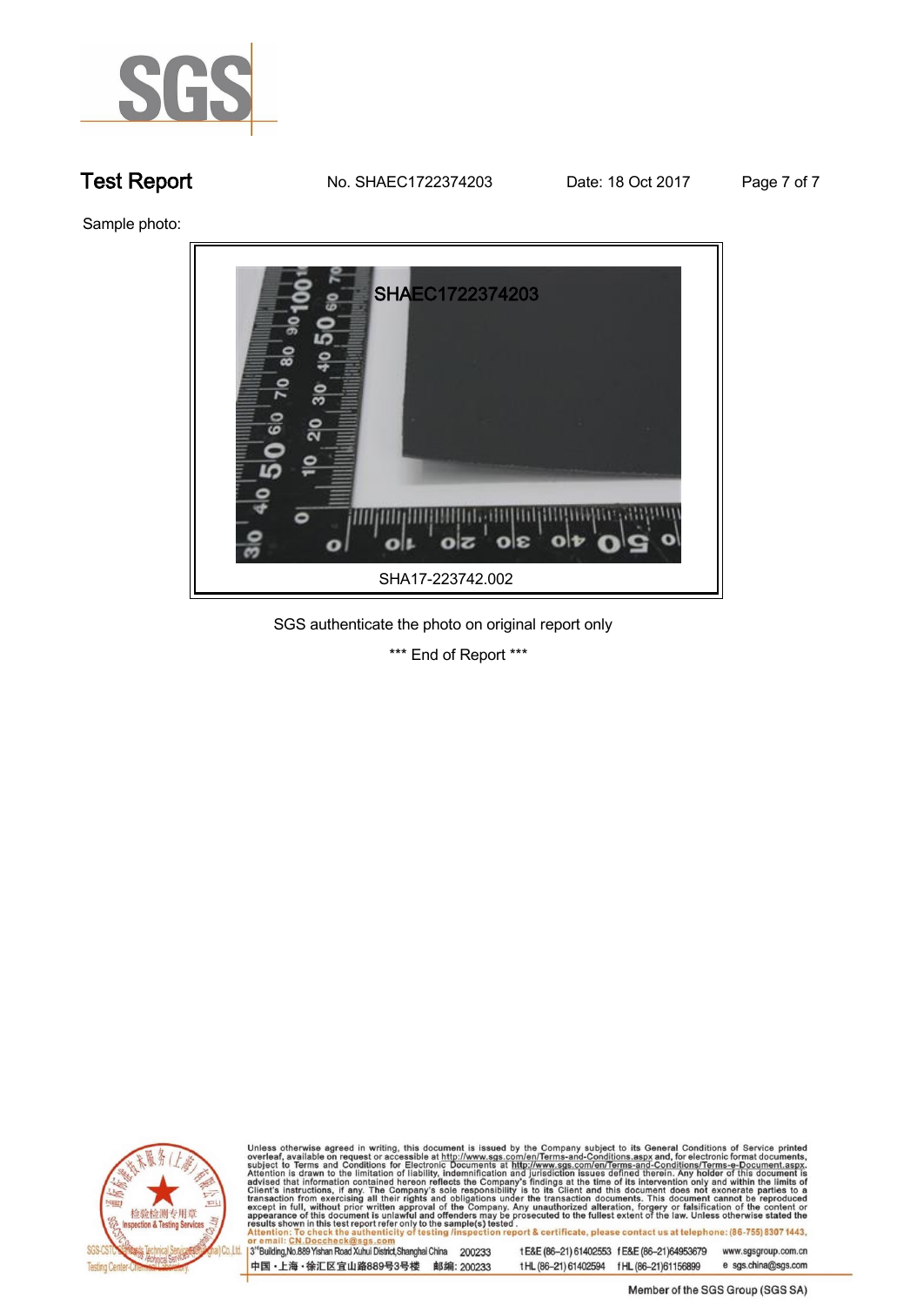Sample photo:

SHA17-223742.002

SGS authenticate the photo on original report only

\*\*\* End of Report \*\*\*